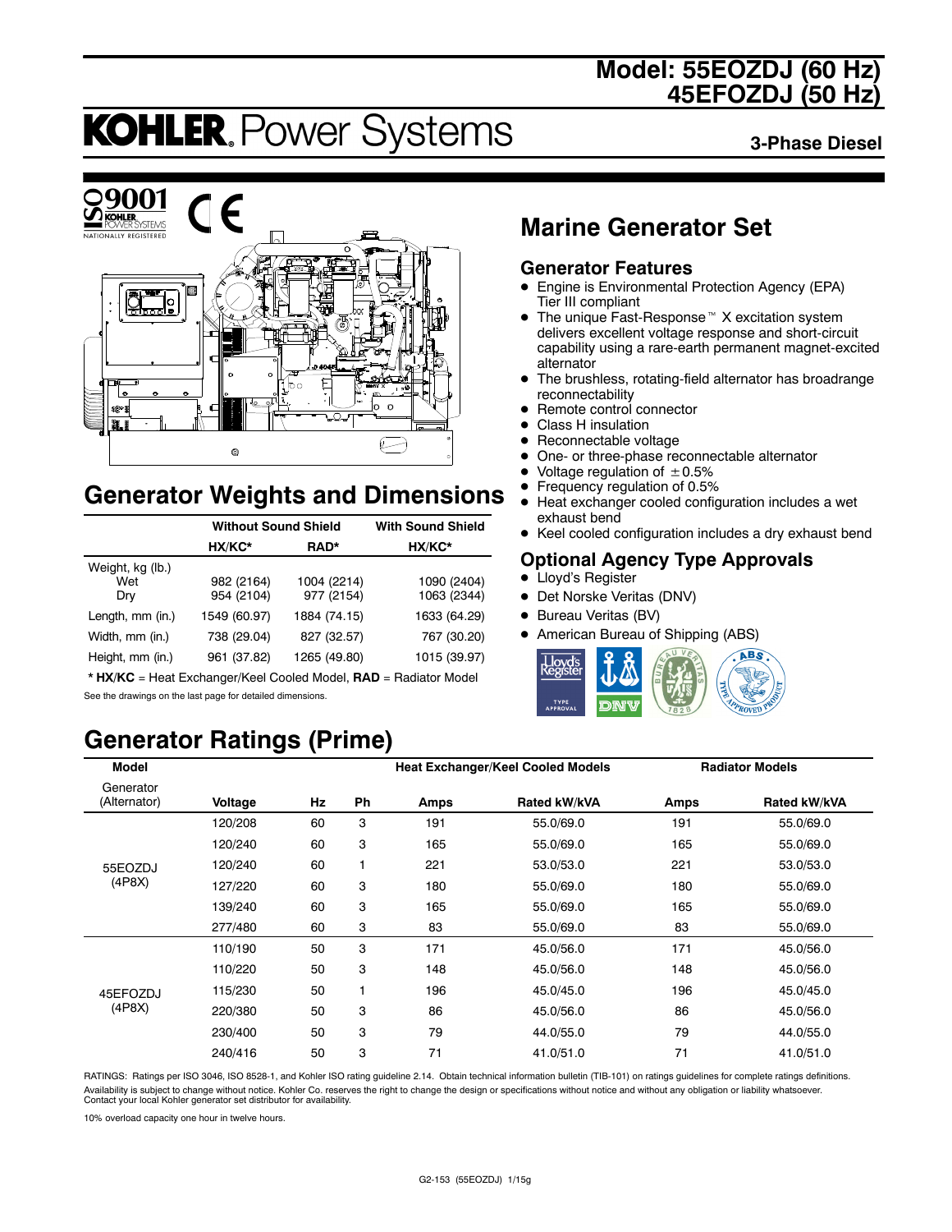# Model: 55EOZDJ (60 Hz) 45EFOZDJ (50 Hz)

# KOHLER. Power Systems

**3-Phase Diesel**

## Marine Generator Set

### Generator Features

- Engine is Environmental Protection Agency (EPA) Tier III compliant
- The unique Fast-Response™ X excitation system delivers excellent voltage response and short-circuit capability using a rare-earth permanent magnet-excited alternator
- The brushless, rotating-field alternator has broadrange reconnectability
- Remote control connector
- Class H insulation
- Reconnectable voltage
- One- or three-phase reconnectable alternator
- Voltage regulation of ±0.5%
- Frequency regulation of 0.5%
- Heat exchanger cooled configuration includes a wet exhaust bend
- Keel cooled configuration includes a dry exhaust bend

### Optional Agency Type Approvals

- Lloyd's Register
- Det Norske Veritas (DNV)
- Bureau Veritas (BV)
- American Bureau of Shipping (ABS)

## Generator Weights and Dimensions

| | Without Sound Shield | | With Sound Shield |
|---|---|---|---|
| | HX/KC* | RAD* | HX/KC* |
| Weight, kg (lb.) | | | |
| Wet | 982 (2164) | 1004 (2214) | 1090 (2404) |
| Dry | 954 (2104) | 977 (2154) | 1063 (2344) |
| Length, mm (in.) | 1549 (60.97) | 1884 (74.15) | 1633 (64.29) |
| Width, mm (in.) | 738 (29.04) | 827 (32.57) | 767 (30.20) |
| Height, mm (in.) | 961 (37.82) | 1265 (49.80) | 1015 (39.97) |

* **HX/KC** = Heat Exchanger/Keel Cooled Model, **RAD** = Radiator Model

See the drawings on the last page for detailed dimensions.

## Generator Ratings (Prime)

| Model | | | | Heat Exchanger/Keel Cooled Models | | Radiator Models | |
|---|---|---|---|---|---|---|---|
| Generator (Alternator) | Voltage | Hz | Ph | Amps | Rated kW/kVA | Amps | Rated kW/kVA |
| 55EOZDJ (4P8X) | 120/208 | 60 | 3 | 191 | 55.0/69.0 | 191 | 55.0/69.0 |
| | 120/240 | 60 | 3 | 165 | 55.0/69.0 | 165 | 55.0/69.0 |
| | 120/240 | 60 | 1 | 221 | 53.0/53.0 | 221 | 53.0/53.0 |
| | 127/220 | 60 | 3 | 180 | 55.0/69.0 | 180 | 55.0/69.0 |
| | 139/240 | 60 | 3 | 165 | 55.0/69.0 | 165 | 55.0/69.0 |
| | 277/480 | 60 | 3 | 83 | 55.0/69.0 | 83 | 55.0/69.0 |
| 45EFOZDJ (4P8X) | 110/190 | 50 | 3 | 171 | 45.0/56.0 | 171 | 45.0/56.0 |
| | 110/220 | 50 | 3 | 148 | 45.0/56.0 | 148 | 45.0/56.0 |
| | 115/230 | 50 | 1 | 196 | 45.0/45.0 | 196 | 45.0/45.0 |
| | 220/380 | 50 | 3 | 86 | 45.0/56.0 | 86 | 45.0/56.0 |
| | 230/400 | 50 | 3 | 79 | 44.0/55.0 | 79 | 44.0/55.0 |
| | 240/416 | 50 | 3 | 71 | 41.0/51.0 | 71 | 41.0/51.0 |

RATINGS: Ratings per ISO 3046, ISO 8528-1, and Kohler ISO rating guideline 2.14. Obtain technical information bulletin (TIB-101) on ratings guidelines for complete ratings definitions. Availability is subject to change without notice. Kohler Co. reserves the right to change the design or specifications without notice and without any obligation or liability whatsoever. Contact your local Kohler generator set distributor for availability.

10% overload capacity one hour in twelve hours.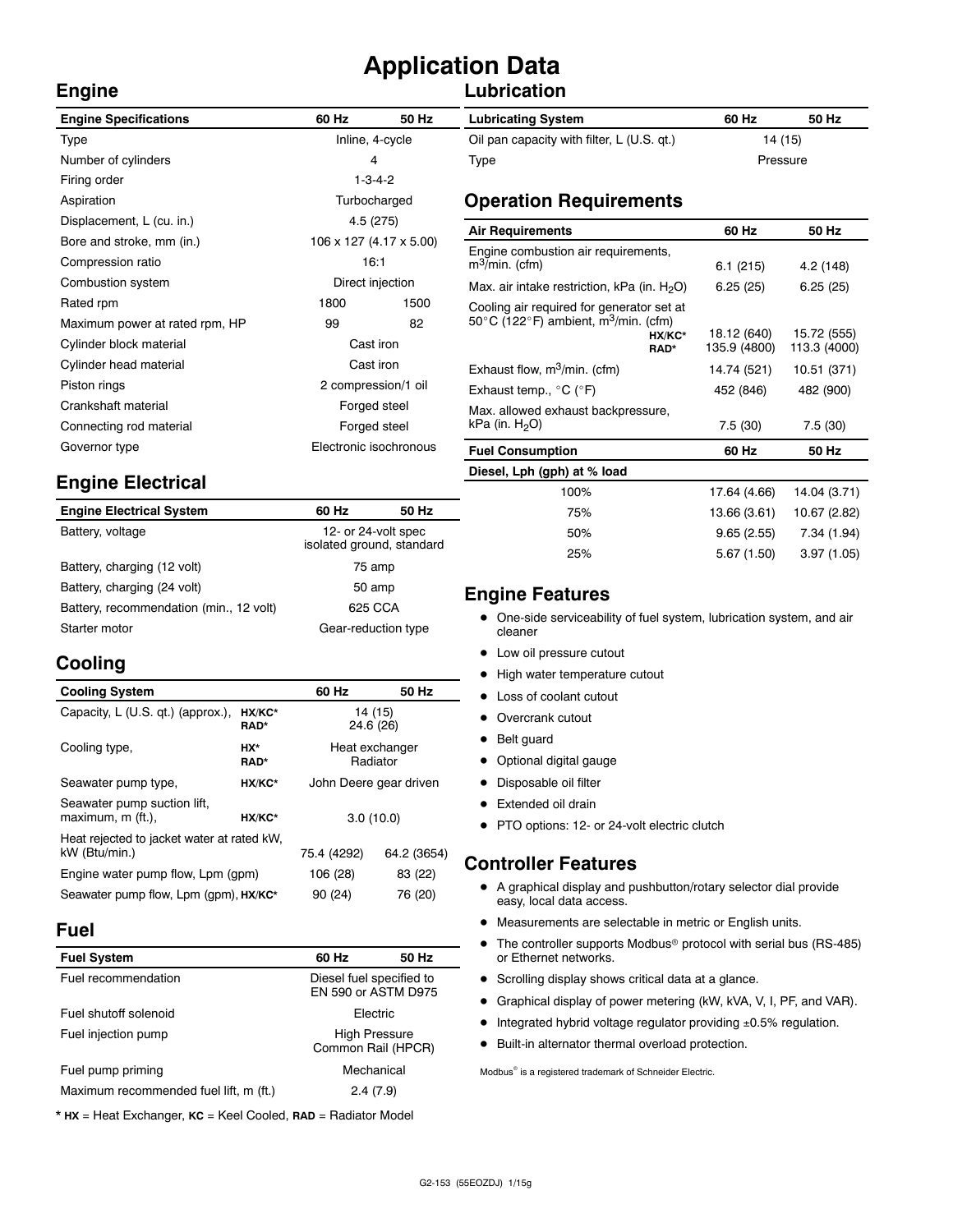# Application Data

## Engine

| Engine Specifications | 60 Hz | 50 Hz |
|---|---|---|
| Type | Inline, 4-cycle | |
| Number of cylinders | 4 | |
| Firing order | 1-3-4-2 | |
| Aspiration | Turbocharged | |
| Displacement, L (cu. in.) | 4.5 (275) | |
| Bore and stroke, mm (in.) | 106 x 127 (4.17 x 5.00) | |
| Compression ratio | 16:1 | |
| Combustion system | Direct injection | |
| Rated rpm | 1800 | 1500 |
| Maximum power at rated rpm, HP | 99 | 82 |
| Cylinder block material | Cast iron | |
| Cylinder head material | Cast iron | |
| Piston rings | 2 compression/1 oil | |
| Crankshaft material | Forged steel | |
| Connecting rod material | Forged steel | |
| Governor type | Electronic isochronous | |

## Engine Electrical

| Engine Electrical System | 60 Hz | 50 Hz |
|---|---|---|
| Battery, voltage | 12- or 24-volt spec isolated ground, standard | |
| Battery, charging (12 volt) | 75 amp | |
| Battery, charging (24 volt) | 50 amp | |
| Battery, recommendation (min., 12 volt) | 625 CCA | |
| Starter motor | Gear-reduction type | |

## Cooling

| Cooling System | | 60 Hz | 50 Hz |
|---|---|---|---|
| Capacity, L (U.S. qt.) (approx.), | HX/KC* | 14 (15) | |
| | RAD* | 24.6 (26) | |
| Cooling type, | HX* | Heat exchanger | |
| | RAD* | Radiator | |
| Seawater pump type, | HX/KC* | John Deere gear driven | |
| Seawater pump suction lift, maximum, m (ft.), | HX/KC* | 3.0 (10.0) | |
| Heat rejected to jacket water at rated kW, kW (Btu/min.) | | 75.4 (4292) | 64.2 (3654) |
| Engine water pump flow, Lpm (gpm) | | 106 (28) | 83 (22) |
| Seawater pump flow, Lpm (gpm), | HX/KC* | 90 (24) | 76 (20) |

## Fuel

| Fuel System | 60 Hz | 50 Hz |
|---|---|---|
| Fuel recommendation | Diesel fuel specified to EN 590 or ASTM D975 | |
| Fuel shutoff solenoid | Electric | |
| Fuel injection pump | High Pressure Common Rail (HPCR) | |
| Fuel pump priming | Mechanical | |
| Maximum recommended fuel lift, m (ft.) | 2.4 (7.9) | |

* **HX** = Heat Exchanger, **KC** = Keel Cooled, **RAD** = Radiator Model

## Lubrication

| Lubricating System | 60 Hz | 50 Hz |
|---|---|---|
| Oil pan capacity with filter, L (U.S. qt.) | 14 (15) | |
| Type | Pressure | |

## Operation Requirements

| Air Requirements | | 60 Hz | 50 Hz |
|---|---|---|---|
| Engine combustion air requirements, $m^3$/min. (cfm) | | 6.1 (215) | 4.2 (148) |
| Max. air intake restriction, kPa (in. $H_2O$) | | 6.25 (25) | 6.25 (25) |
| Cooling air required for generator set at 50°C (122°F) ambient, $m^3$/min. (cfm) | HX/KC* | 18.12 (640) | 15.72 (555) |
| | RAD* | 135.9 (4800) | 113.3 (4000) |
| Exhaust flow, $m^3$/min. (cfm) | | 14.74 (521) | 10.51 (371) |
| Exhaust temp., °C (°F) | | 452 (846) | 482 (900) |
| Max. allowed exhaust backpressure, kPa (in. $H_2O$) | | 7.5 (30) | 7.5 (30) |

| Fuel Consumption | 60 Hz | 50 Hz |
|---|---|---|
| **Diesel, Lph (gph) at % load** | | |
| 100% | 17.64 (4.66) | 14.04 (3.71) |
| 75% | 13.66 (3.61) | 10.67 (2.82) |
| 50% | 9.65 (2.55) | 7.34 (1.94) |
| 25% | 5.67 (1.50) | 3.97 (1.05) |

## Engine Features

- One-side serviceability of fuel system, lubrication system, and air cleaner
- Low oil pressure cutout
- High water temperature cutout
- Loss of coolant cutout
- Overcrank cutout
- Belt guard
- Optional digital gauge
- Disposable oil filter
- Extended oil drain
- PTO options: 12- or 24-volt electric clutch

## Controller Features

- A graphical display and pushbutton/rotary selector dial provide easy, local data access.
- Measurements are selectable in metric or English units.
- The controller supports Modbus® protocol with serial bus (RS-485) or Ethernet networks.
- Scrolling display shows critical data at a glance.
- Graphical display of power metering (kW, kVA, V, I, PF, and VAR).
- Integrated hybrid voltage regulator providing ±0.5% regulation.
- Built-in alternator thermal overload protection.

Modbus® is a registered trademark of Schneider Electric.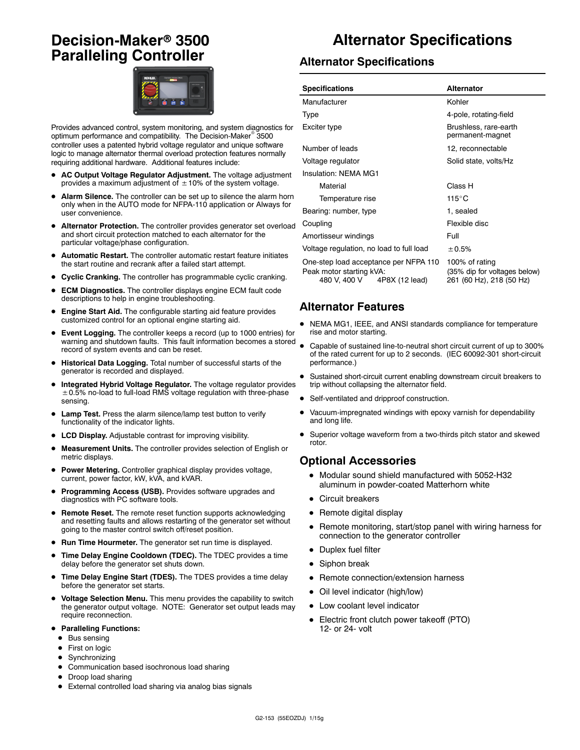# Decision-Maker® 3500 Paralleling Controller

Provides advanced control, system monitoring, and system diagnostics for optimum performance and compatibility. The Decision-Maker® 3500 controller uses a patented hybrid voltage regulator and unique software logic to manage alternator thermal overload protection features normally requiring additional hardware. Additional features include:

- **AC Output Voltage Regulator Adjustment.** The voltage adjustment provides a maximum adjustment of ± 10% of the system voltage.
- **Alarm Silence.** The controller can be set up to silence the alarm horn only when in the AUTO mode for NFPA-110 application or Always for user convenience.
- **Alternator Protection.** The controller provides generator set overload and short circuit protection matched to each alternator for the particular voltage/phase configuration.
- **Automatic Restart.** The controller automatic restart feature initiates the start routine and recrank after a failed start attempt.
- **Cyclic Cranking.** The controller has programmable cyclic cranking.
- **ECM Diagnostics.** The controller displays engine ECM fault code descriptions to help in engine troubleshooting.
- **Engine Start Aid.** The configurable starting aid feature provides customized control for an optional engine starting aid.
- **Event Logging.** The controller keeps a record (up to 1000 entries) for warning and shutdown faults. This fault information becomes a stored record of system events and can be reset.
- **Historical Data Logging.** Total number of successful starts of the generator is recorded and displayed.
- **Integrated Hybrid Voltage Regulator.** The voltage regulator provides ±0.5% no-load to full-load RMS voltage regulation with three-phase sensing.
- **Lamp Test.** Press the alarm silence/lamp test button to verify functionality of the indicator lights.
- **LCD Display.** Adjustable contrast for improving visibility.
- **Measurement Units.** The controller provides selection of English or metric displays.
- **Power Metering.** Controller graphical display provides voltage, current, power factor, kW, kVA, and kVAR.
- **Programming Access (USB).** Provides software upgrades and diagnostics with PC software tools.
- **Remote Reset.** The remote reset function supports acknowledging and resetting faults and allows restarting of the generator set without going to the master control switch off/reset position.
- **Run Time Hourmeter.** The generator set run time is displayed.
- **Time Delay Engine Cooldown (TDEC).** The TDEC provides a time delay before the generator set shuts down.
- **Time Delay Engine Start (TDES).** The TDES provides a time delay before the generator set starts.
- **Voltage Selection Menu.** This menu provides the capability to switch the generator output voltage. NOTE: Generator set output leads may require reconnection.
- **Paralleling Functions:**
  - Bus sensing
  - First on logic
  - Synchronizing
  - Communication based isochronous load sharing
  - Droop load sharing
  - External controlled load sharing via analog bias signals

# Alternator Specifications

## Alternator Specifications

| Specifications | Alternator |
|---|---|
| Manufacturer | Kohler |
| Type | 4-pole, rotating-field |
| Exciter type | Brushless, rare-earth permanent-magnet |
| Number of leads | 12, reconnectable |
| Voltage regulator | Solid state, volts/Hz |
| Insulation: NEMA MG1 | |
| Material | Class H |
| Temperature rise | 115°C |
| Bearing: number, type | 1, sealed |
| Coupling | Flexible disc |
| Amortisseur windings | Full |
| Voltage regulation, no load to full load | ±0.5% |
| One-step load acceptance per NFPA 110 | 100% of rating |
| Peak motor starting kVA: | (35% dip for voltages below) |
| 480 V, 400 V 4P8X (12 lead) | 261 (60 Hz), 218 (50 Hz) |

## Alternator Features

- NEMA MG1, IEEE, and ANSI standards compliance for temperature rise and motor starting.
- Capable of sustained line-to-neutral short circuit current of up to 300% of the rated current for up to 2 seconds. (IEC 60092-301 short-circuit performance.)
- Sustained short-circuit current enabling downstream circuit breakers to trip without collapsing the alternator field.
- Self-ventilated and dripproof construction.
- Vacuum-impregnated windings with epoxy varnish for dependability and long life.
- Superior voltage waveform from a two-thirds pitch stator and skewed rotor.

## Optional Accessories

- Modular sound shield manufactured with 5052-H32 aluminum in powder-coated Matterhorn white
- Circuit breakers
- Remote digital display
- Remote monitoring, start/stop panel with wiring harness for connection to the generator controller
- Duplex fuel filter
- Siphon break
- Remote connection/extension harness
- Oil level indicator (high/low)
- Low coolant level indicator
- Electric front clutch power takeoff (PTO) 12- or 24- volt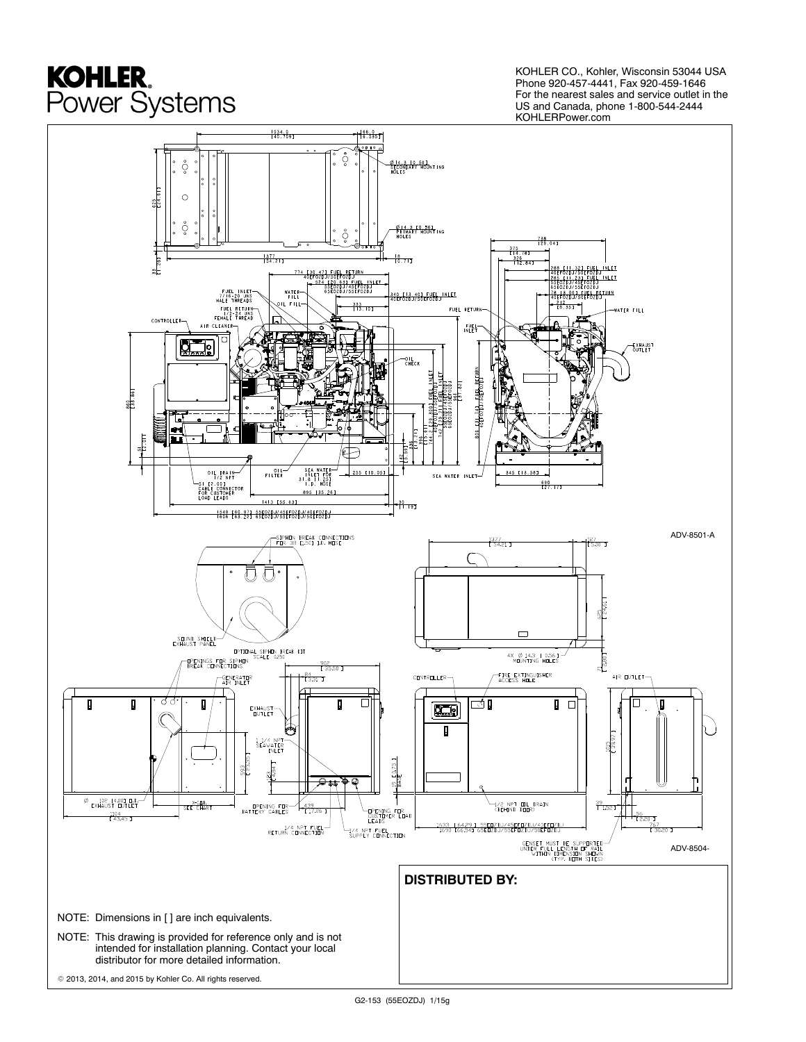KOHLER® Power Systems

KOHLER CO., Kohler, Wisconsin 53044 USA
Phone 920-457-4441, Fax 920-459-1646
For the nearest sales and service outlet in the US and Canada, phone 1-800-544-2444
KOHLERPower.com

ADV-8501-A

ADV-8504-

**DISTRIBUTED BY:**

NOTE: Dimensions in [ ] are inch equivalents.

NOTE: This drawing is provided for reference only and is not intended for installation planning. Contact your local distributor for more detailed information.

© 2013, 2014, and 2015 by Kohler Co. All rights reserved.

G2-153 (55EOZDJ) 1/15g